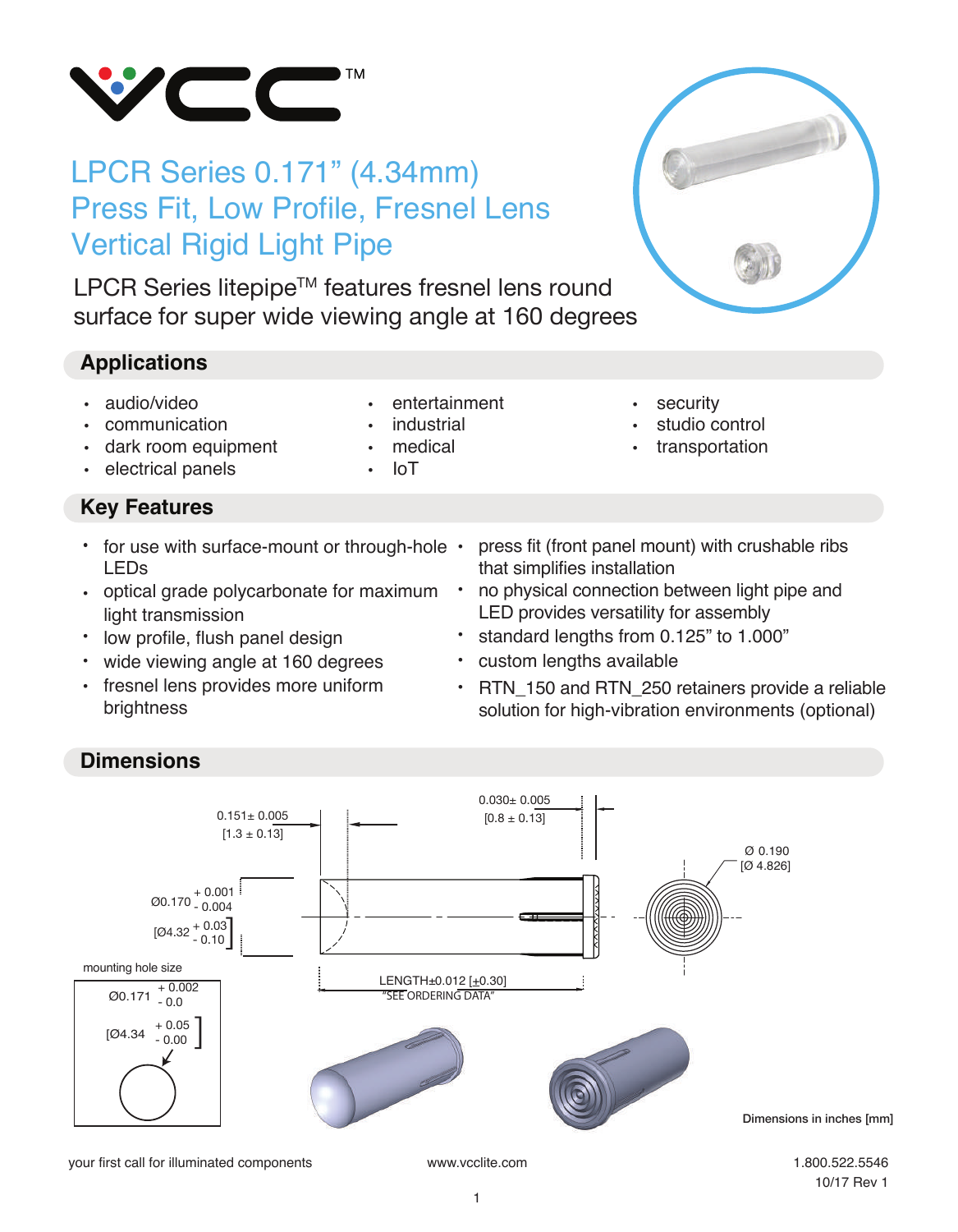# LPCR Series 0.171" (4.34mm) Press Fit, Low Profile, Fresnel Lens Vertical Rigid Light Pipe

LPCR Series litepipe™ features fresnel lens round surface for super wide viewing angle at 160 degrees

## Applications

- audio/video
- communication
- dark room equipment
- electrical panels
- entertainment
- industrial
- medical
- IoT
- security
- studio control
- transportation

## Key Features

- for use with surface-mount or through-hole LEDs
- optical grade polycarbonate for maximum light transmission
- low profile, flush panel design
- wide viewing angle at 160 degrees
- fresnel lens provides more uniform brightness
- press fit (front panel mount) with crushable ribs that simplifies installation
- no physical connection between light pipe and LED provides versatility for assembly
- standard lengths from 0.125" to 1.000"
- custom lengths available
- RTN_150 and RTN_250 retainers provide a reliable solution for high-vibration environments (optional)

## Dimensions

0.151± 0.005 [1.3 ± 0.13]

0.030± 0.005 [0.8 ± 0.13]

Ø 0.190 [Ø 4.826]

Ø0.170 +0.001 / -0.004 [Ø4.32 +0.03 / -0.10]

LENGTH±0.012 [±0.30] "SEE ORDERING DATA"

mounting hole size

Ø0.171 +0.002 / -0.0 [Ø4.34 +0.05 / -0.00]

Dimensions in inches [mm]

your first call for illuminated components www.vcclite.com 1.800.522.5546 10/17 Rev 1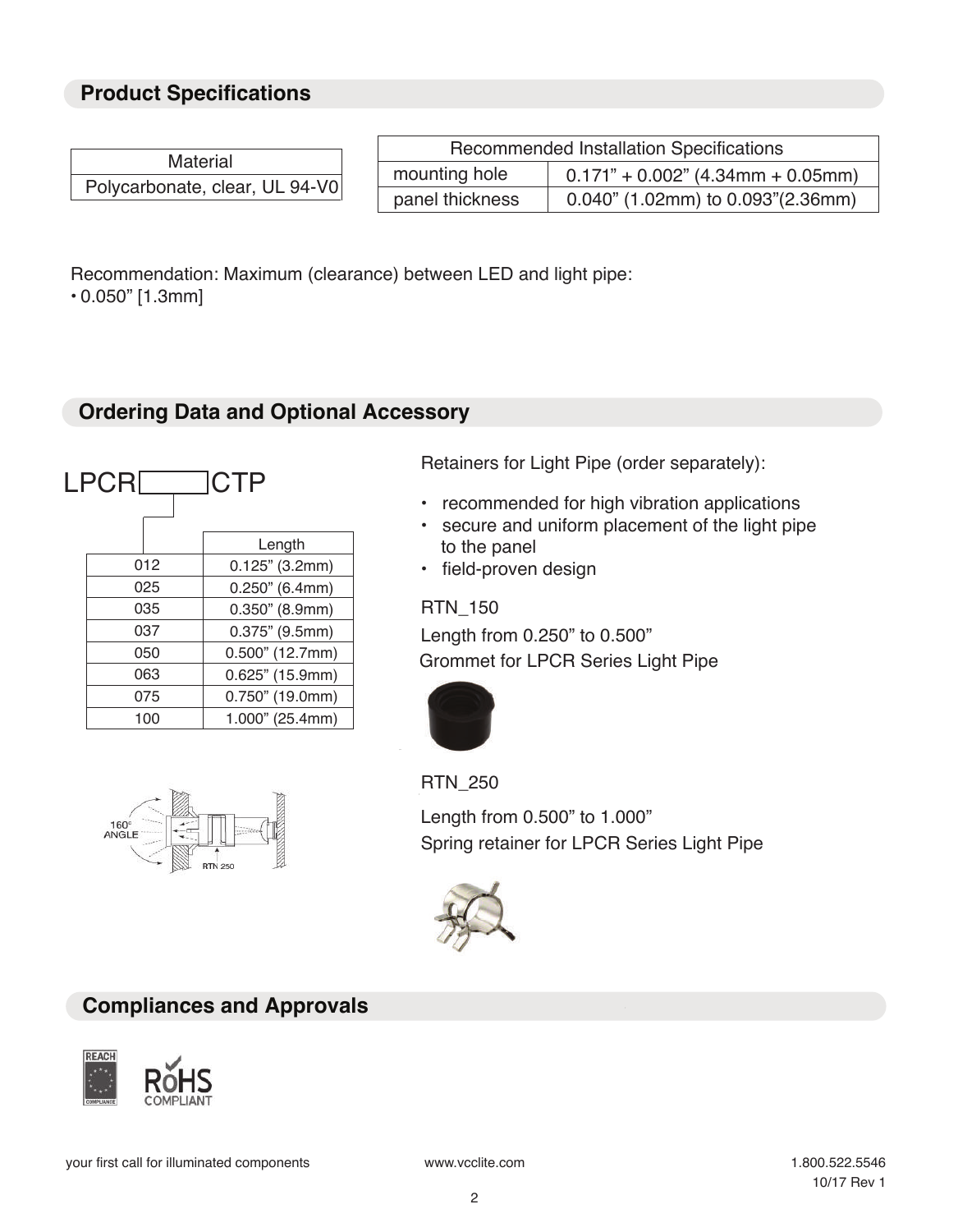## Product Specifications

| Material |
| --- |
| Polycarbonate, clear, UL 94-V0 |

| Recommended Installation Specifications | |
| --- | --- |
| mounting hole | 0.171” + 0.002” (4.34mm + 0.05mm) |
| panel thickness | 0.040” (1.02mm) to 0.093”(2.36mm) |

Recommendation: Maximum (clearance) between LED and light pipe:
• 0.050” [1.3mm]

## Ordering Data and Optional Accessory

LPCR ▭ CTP

| | Length |
| --- | --- |
| 012 | 0.125” (3.2mm) |
| 025 | 0.250” (6.4mm) |
| 035 | 0.350” (8.9mm) |
| 037 | 0.375” (9.5mm) |
| 050 | 0.500” (12.7mm) |
| 063 | 0.625” (15.9mm) |
| 075 | 0.750” (19.0mm) |
| 100 | 1.000” (25.4mm) |

160° ANGLE

RTN 250

Retainers for Light Pipe (order separately):

- recommended for high vibration applications
- secure and uniform placement of the light pipe to the panel
- field-proven design

RTN_150

Length from 0.250” to 0.500”

Grommet for LPCR Series Light Pipe

RTN_250

Length from 0.500” to 1.000”

Spring retainer for LPCR Series Light Pipe

## Compliances and Approvals

REACH COMPLIANCE

RoHS COMPLIANT

your first call for illuminated components www.vcclite.com 1.800.522.5546

10/17 Rev 1